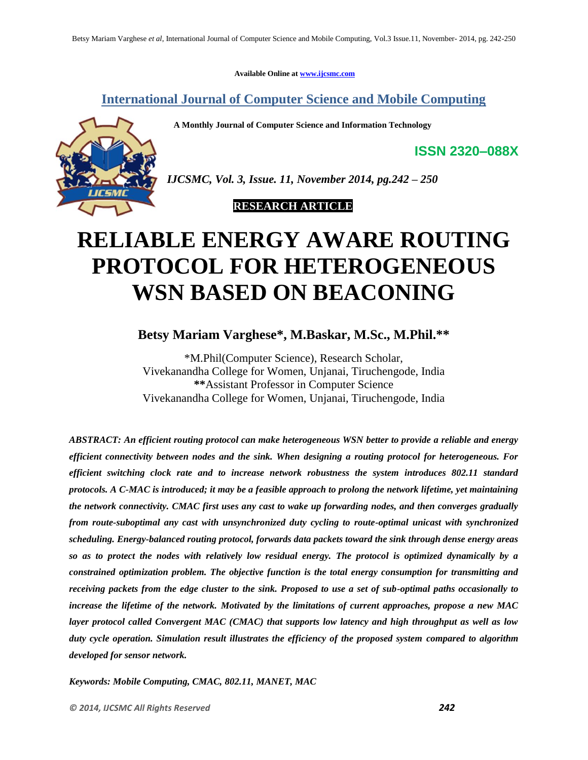Available Online at www.ijcsmc.com

# International Journal of Computer Science and Mobile Computing

**A Monthly Journal of Computer Science and Information Technology**

**ISSN 2320–088X**

*IJCSMC, Vol. 3, Issue. 11, November 2014, pg.242 – 250*

**RESEARCH ARTICLE**

# RELIABLE ENERGY AWARE ROUTING PROTOCOL FOR HETEROGENEOUS WSN BASED ON BEACONING

## Betsy Mariam Varghese*, M.Baskar, M.Sc., M.Phil.**

*M.Phil(Computer Science), Research Scholar,
Vivekanandha College for Women, Unjanai, Tiruchengode, India
**Assistant Professor in Computer Science
Vivekanandha College for Women, Unjanai, Tiruchengode, India

***ABSTRACT: An efficient routing protocol can make heterogeneous WSN better to provide a reliable and energy efficient connectivity between nodes and the sink. When designing a routing protocol for heterogeneous. For efficient switching clock rate and to increase network robustness the system introduces 802.11 standard protocols. A C-MAC is introduced; it may be a feasible approach to prolong the network lifetime, yet maintaining the network connectivity. CMAC first uses any cast to wake up forwarding nodes, and then converges gradually from route-suboptimal any cast with unsynchronized duty cycling to route-optimal unicast with synchronized scheduling. Energy-balanced routing protocol, forwards data packets toward the sink through dense energy areas so as to protect the nodes with relatively low residual energy. The protocol is optimized dynamically by a constrained optimization problem. The objective function is the total energy consumption for transmitting and receiving packets from the edge cluster to the sink. Proposed to use a set of sub-optimal paths occasionally to increase the lifetime of the network. Motivated by the limitations of current approaches, propose a new MAC layer protocol called Convergent MAC (CMAC) that supports low latency and high throughput as well as low duty cycle operation. Simulation result illustrates the efficiency of the proposed system compared to algorithm developed for sensor network.***

***Keywords: Mobile Computing, CMAC, 802.11, MANET, MAC***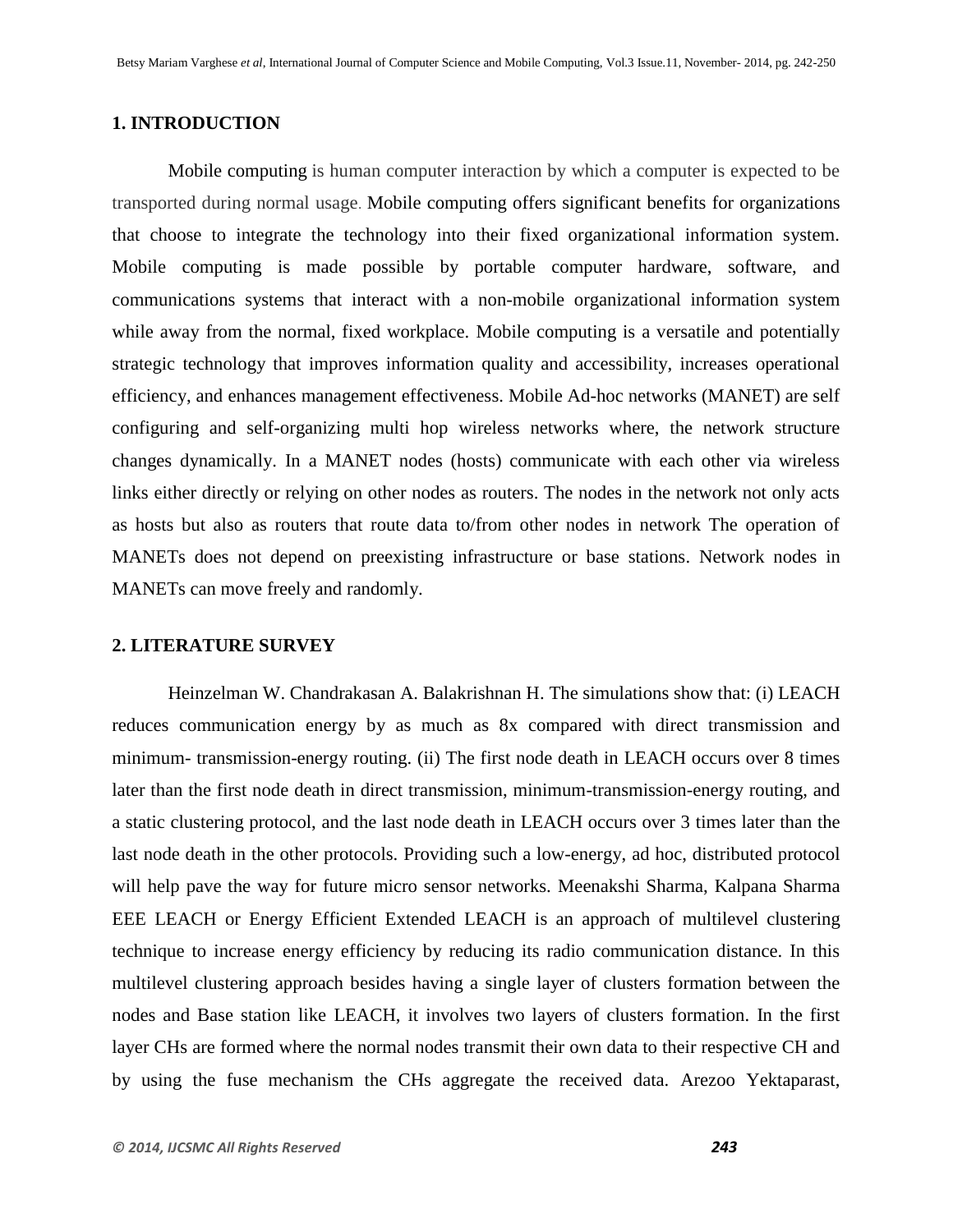## 1. INTRODUCTION

Mobile computing is human computer interaction by which a computer is expected to be transported during normal usage. Mobile computing offers significant benefits for organizations that choose to integrate the technology into their fixed organizational information system. Mobile computing is made possible by portable computer hardware, software, and communications systems that interact with a non-mobile organizational information system while away from the normal, fixed workplace. Mobile computing is a versatile and potentially strategic technology that improves information quality and accessibility, increases operational efficiency, and enhances management effectiveness. Mobile Ad-hoc networks (MANET) are self configuring and self-organizing multi hop wireless networks where, the network structure changes dynamically. In a MANET nodes (hosts) communicate with each other via wireless links either directly or relying on other nodes as routers. The nodes in the network not only acts as hosts but also as routers that route data to/from other nodes in network The operation of MANETs does not depend on preexisting infrastructure or base stations. Network nodes in MANETs can move freely and randomly.

## 2. LITERATURE SURVEY

Heinzelman W. Chandrakasan A. Balakrishnan H. The simulations show that: (i) LEACH reduces communication energy by as much as 8x compared with direct transmission and minimum- transmission-energy routing. (ii) The first node death in LEACH occurs over 8 times later than the first node death in direct transmission, minimum-transmission-energy routing, and a static clustering protocol, and the last node death in LEACH occurs over 3 times later than the last node death in the other protocols. Providing such a low-energy, ad hoc, distributed protocol will help pave the way for future micro sensor networks. Meenakshi Sharma, Kalpana Sharma EEE LEACH or Energy Efficient Extended LEACH is an approach of multilevel clustering technique to increase energy efficiency by reducing its radio communication distance. In this multilevel clustering approach besides having a single layer of clusters formation between the nodes and Base station like LEACH, it involves two layers of clusters formation. In the first layer CHs are formed where the normal nodes transmit their own data to their respective CH and by using the fuse mechanism the CHs aggregate the received data. Arezoo Yektaparast,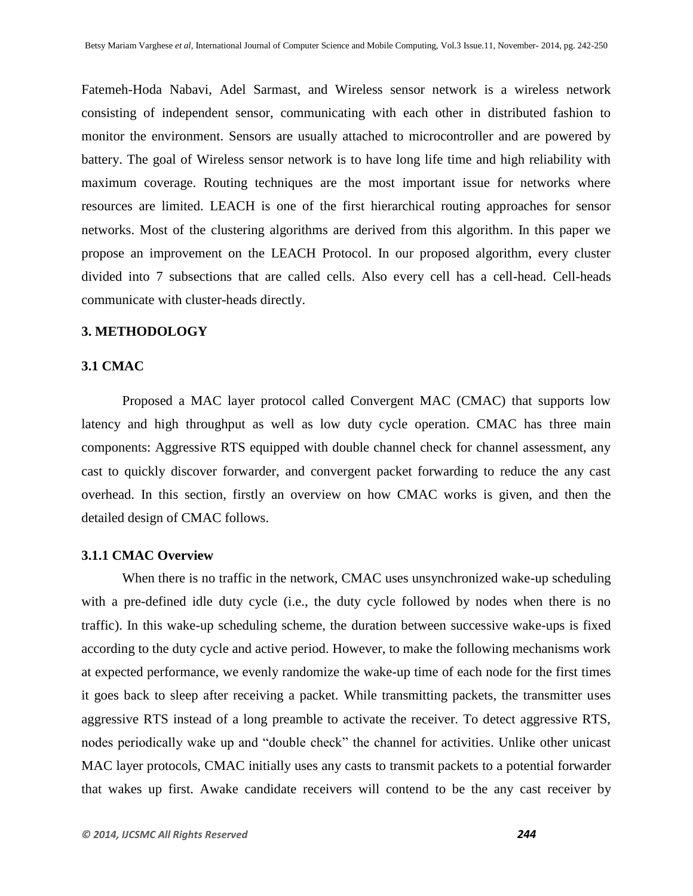Fatemeh-Hoda Nabavi, Adel Sarmast, and Wireless sensor network is a wireless network consisting of independent sensor, communicating with each other in distributed fashion to monitor the environment. Sensors are usually attached to microcontroller and are powered by battery. The goal of Wireless sensor network is to have long life time and high reliability with maximum coverage. Routing techniques are the most important issue for networks where resources are limited. LEACH is one of the first hierarchical routing approaches for sensor networks. Most of the clustering algorithms are derived from this algorithm. In this paper we propose an improvement on the LEACH Protocol. In our proposed algorithm, every cluster divided into 7 subsections that are called cells. Also every cell has a cell-head. Cell-heads communicate with cluster-heads directly.

## 3. METHODOLOGY

### 3.1 CMAC

Proposed a MAC layer protocol called Convergent MAC (CMAC) that supports low latency and high throughput as well as low duty cycle operation. CMAC has three main components: Aggressive RTS equipped with double channel check for channel assessment, any cast to quickly discover forwarder, and convergent packet forwarding to reduce the any cast overhead. In this section, firstly an overview on how CMAC works is given, and then the detailed design of CMAC follows.

#### 3.1.1 CMAC Overview

When there is no traffic in the network, CMAC uses unsynchronized wake-up scheduling with a pre-defined idle duty cycle (i.e., the duty cycle followed by nodes when there is no traffic). In this wake-up scheduling scheme, the duration between successive wake-ups is fixed according to the duty cycle and active period. However, to make the following mechanisms work at expected performance, we evenly randomize the wake-up time of each node for the first times it goes back to sleep after receiving a packet. While transmitting packets, the transmitter uses aggressive RTS instead of a long preamble to activate the receiver. To detect aggressive RTS, nodes periodically wake up and "double check" the channel for activities. Unlike other unicast MAC layer protocols, CMAC initially uses any casts to transmit packets to a potential forwarder that wakes up first. Awake candidate receivers will contend to be the any cast receiver by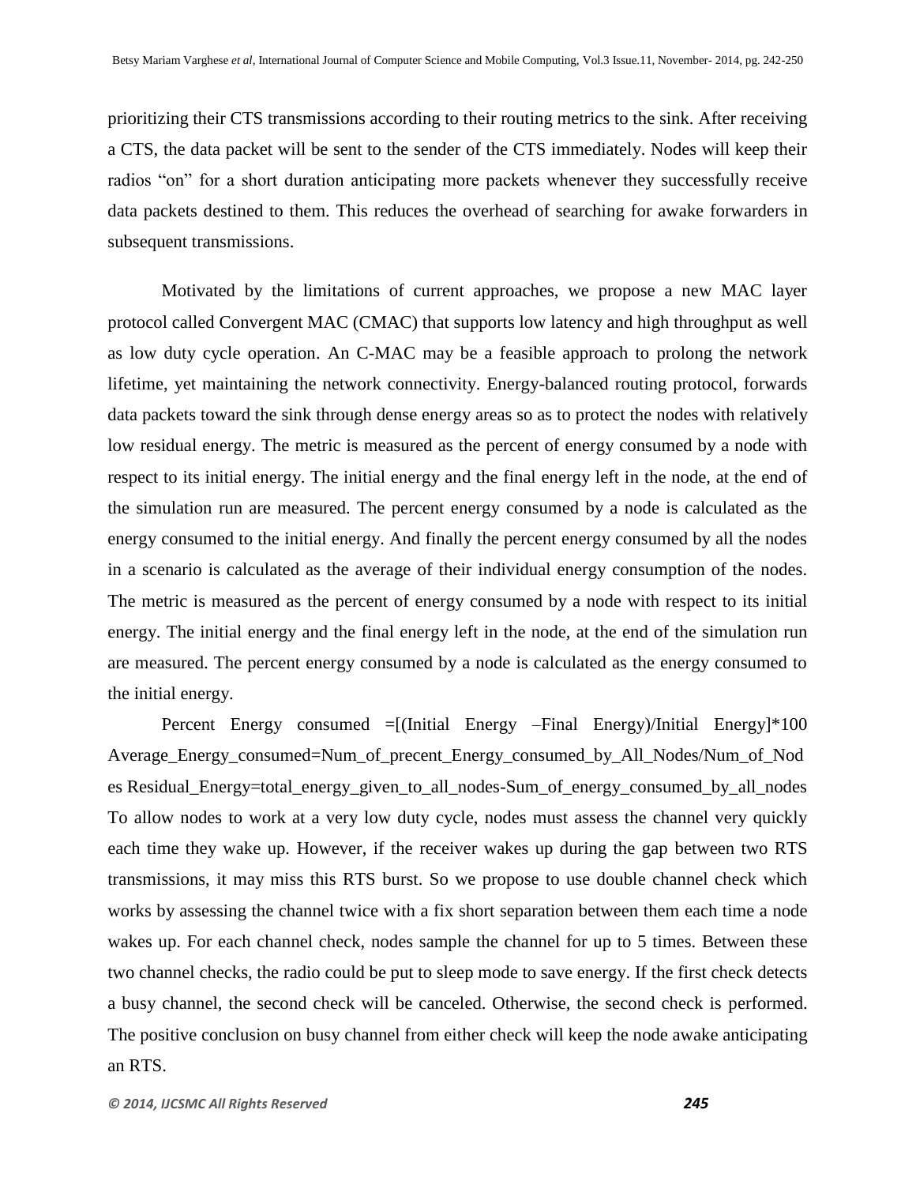prioritizing their CTS transmissions according to their routing metrics to the sink. After receiving a CTS, the data packet will be sent to the sender of the CTS immediately. Nodes will keep their radios "on" for a short duration anticipating more packets whenever they successfully receive data packets destined to them. This reduces the overhead of searching for awake forwarders in subsequent transmissions.

Motivated by the limitations of current approaches, we propose a new MAC layer protocol called Convergent MAC (CMAC) that supports low latency and high throughput as well as low duty cycle operation. An C-MAC may be a feasible approach to prolong the network lifetime, yet maintaining the network connectivity. Energy-balanced routing protocol, forwards data packets toward the sink through dense energy areas so as to protect the nodes with relatively low residual energy. The metric is measured as the percent of energy consumed by a node with respect to its initial energy. The initial energy and the final energy left in the node, at the end of the simulation run are measured. The percent energy consumed by a node is calculated as the energy consumed to the initial energy. And finally the percent energy consumed by all the nodes in a scenario is calculated as the average of their individual energy consumption of the nodes. The metric is measured as the percent of energy consumed by a node with respect to its initial energy. The initial energy and the final energy left in the node, at the end of the simulation run are measured. The percent energy consumed by a node is calculated as the energy consumed to the initial energy.

Percent Energy consumed =[(Initial Energy –Final Energy)/Initial Energy]*100 Average_Energy_consumed=Num_of_precent_Energy_consumed_by_All_Nodes/Num_of_Nodes Residual_Energy=total_energy_given_to_all_nodes-Sum_of_energy_consumed_by_all_nodes To allow nodes to work at a very low duty cycle, nodes must assess the channel very quickly each time they wake up. However, if the receiver wakes up during the gap between two RTS transmissions, it may miss this RTS burst. So we propose to use double channel check which works by assessing the channel twice with a fix short separation between them each time a node wakes up. For each channel check, nodes sample the channel for up to 5 times. Between these two channel checks, the radio could be put to sleep mode to save energy. If the first check detects a busy channel, the second check will be canceled. Otherwise, the second check is performed. The positive conclusion on busy channel from either check will keep the node awake anticipating an RTS.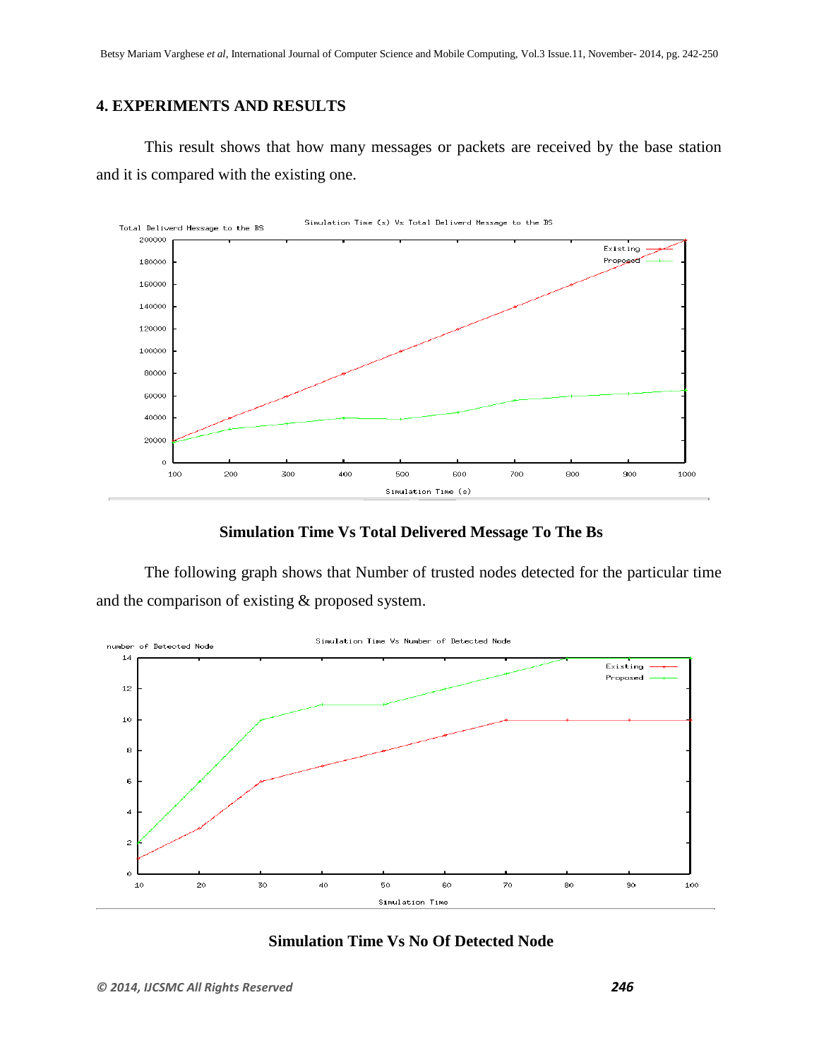## 4. EXPERIMENTS AND RESULTS

This result shows that how many messages or packets are received by the base station and it is compared with the existing one.

**Simulation Time Vs Total Delivered Message To The Bs**

The following graph shows that Number of trusted nodes detected for the particular time and the comparison of existing & proposed system.

**Simulation Time Vs No Of Detected Node**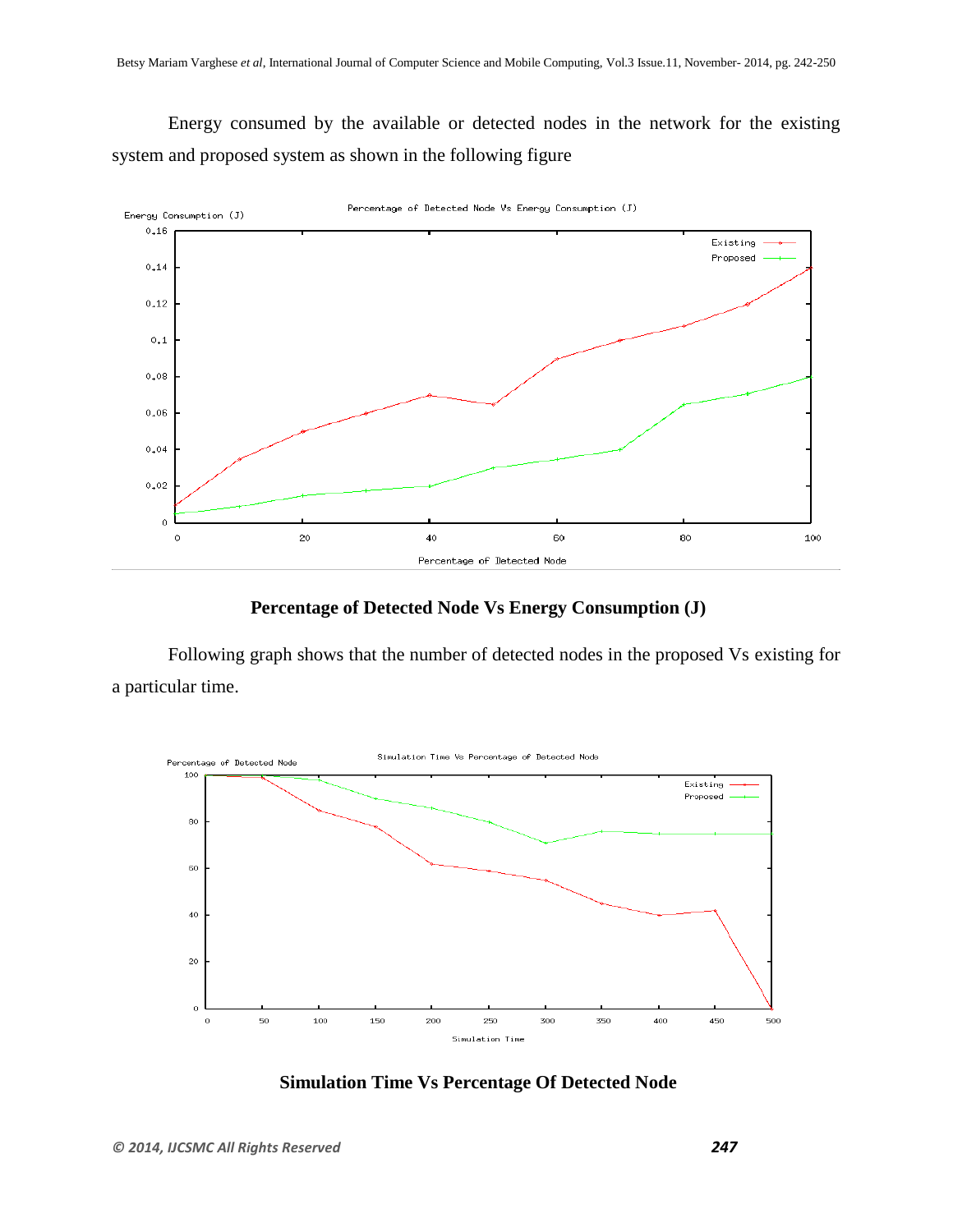Energy consumed by the available or detected nodes in the network for the existing system and proposed system as shown in the following figure

**Percentage of Detected Node Vs Energy Consumption (J)**

Following graph shows that the number of detected nodes in the proposed Vs existing for a particular time.

**Simulation Time Vs Percentage Of Detected Node**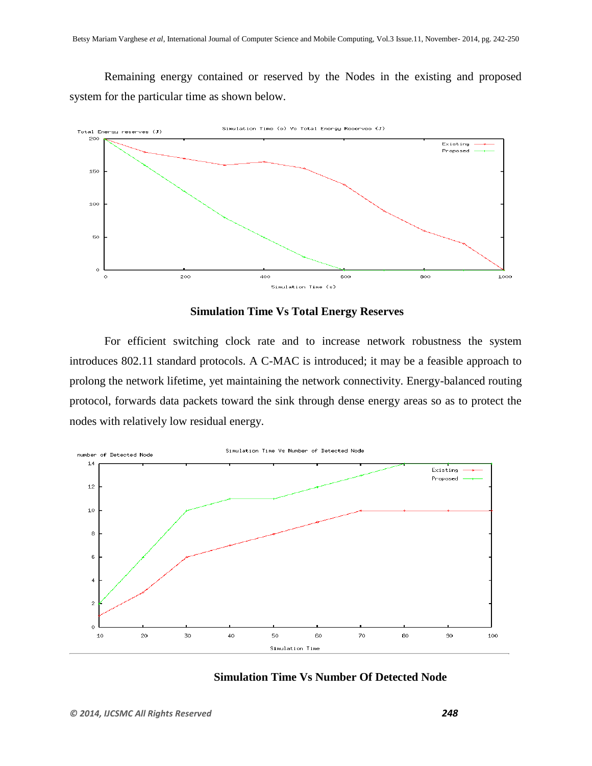Remaining energy contained or reserved by the Nodes in the existing and proposed system for the particular time as shown below.

**Simulation Time Vs Total Energy Reserves**

For efficient switching clock rate and to increase network robustness the system introduces 802.11 standard protocols. A C-MAC is introduced; it may be a feasible approach to prolong the network lifetime, yet maintaining the network connectivity. Energy-balanced routing protocol, forwards data packets toward the sink through dense energy areas so as to protect the nodes with relatively low residual energy.

**Simulation Time Vs Number Of Detected Node**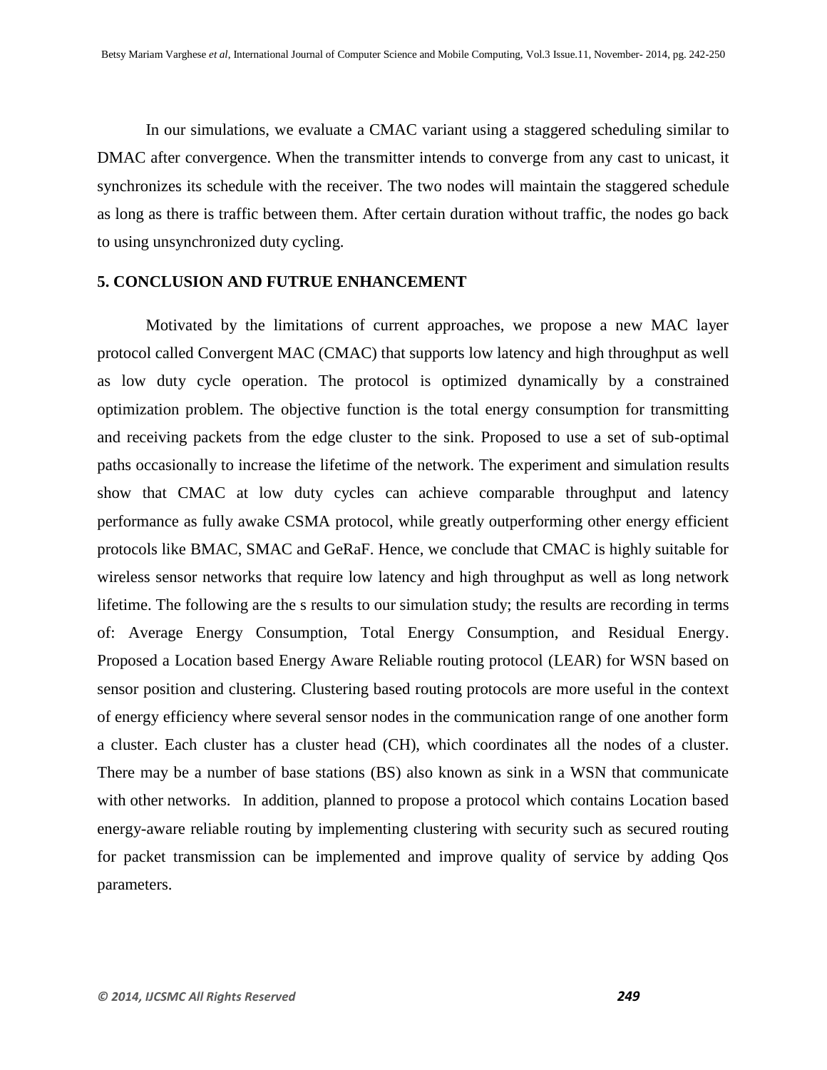In our simulations, we evaluate a CMAC variant using a staggered scheduling similar to DMAC after convergence. When the transmitter intends to converge from any cast to unicast, it synchronizes its schedule with the receiver. The two nodes will maintain the staggered schedule as long as there is traffic between them. After certain duration without traffic, the nodes go back to using unsynchronized duty cycling.

## 5. CONCLUSION AND FUTRUE ENHANCEMENT

Motivated by the limitations of current approaches, we propose a new MAC layer protocol called Convergent MAC (CMAC) that supports low latency and high throughput as well as low duty cycle operation. The protocol is optimized dynamically by a constrained optimization problem. The objective function is the total energy consumption for transmitting and receiving packets from the edge cluster to the sink. Proposed to use a set of sub-optimal paths occasionally to increase the lifetime of the network. The experiment and simulation results show that CMAC at low duty cycles can achieve comparable throughput and latency performance as fully awake CSMA protocol, while greatly outperforming other energy efficient protocols like BMAC, SMAC and GeRaF. Hence, we conclude that CMAC is highly suitable for wireless sensor networks that require low latency and high throughput as well as long network lifetime. The following are the s results to our simulation study; the results are recording in terms of: Average Energy Consumption, Total Energy Consumption, and Residual Energy. Proposed a Location based Energy Aware Reliable routing protocol (LEAR) for WSN based on sensor position and clustering. Clustering based routing protocols are more useful in the context of energy efficiency where several sensor nodes in the communication range of one another form a cluster. Each cluster has a cluster head (CH), which coordinates all the nodes of a cluster. There may be a number of base stations (BS) also known as sink in a WSN that communicate with other networks. In addition, planned to propose a protocol which contains Location based energy-aware reliable routing by implementing clustering with security such as secured routing for packet transmission can be implemented and improve quality of service by adding Qos parameters.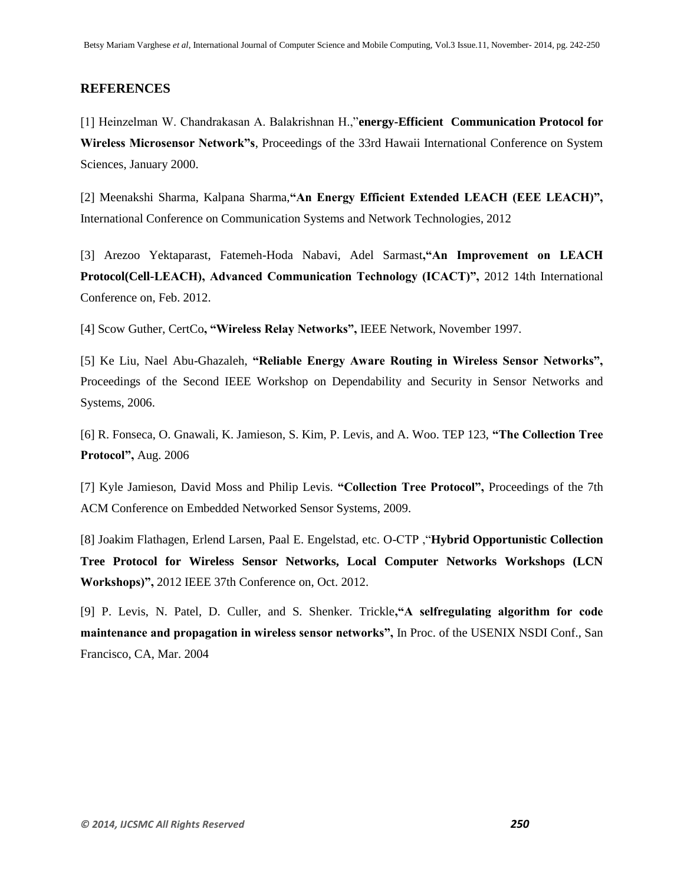## REFERENCES

[1] Heinzelman W. Chandrakasan A. Balakrishnan H.,"**energy-Efficient Communication Protocol for Wireless Microsensor Network"s**, Proceedings of the 33rd Hawaii International Conference on System Sciences, January 2000.

[2] Meenakshi Sharma, Kalpana Sharma,**"An Energy Efficient Extended LEACH (EEE LEACH)",** International Conference on Communication Systems and Network Technologies, 2012

[3] Arezoo Yektaparast, Fatemeh-Hoda Nabavi, Adel Sarmast,**"An Improvement on LEACH Protocol(Cell-LEACH), Advanced Communication Technology (ICACT)",** 2012 14th International Conference on, Feb. 2012.

[4] Scow Guther, CertCo**, "Wireless Relay Networks",** IEEE Network, November 1997.

[5] Ke Liu, Nael Abu-Ghazaleh, **"Reliable Energy Aware Routing in Wireless Sensor Networks",** Proceedings of the Second IEEE Workshop on Dependability and Security in Sensor Networks and Systems, 2006.

[6] R. Fonseca, O. Gnawali, K. Jamieson, S. Kim, P. Levis, and A. Woo. TEP 123, **"The Collection Tree Protocol",** Aug. 2006

[7] Kyle Jamieson, David Moss and Philip Levis. **"Collection Tree Protocol",** Proceedings of the 7th ACM Conference on Embedded Networked Sensor Systems, 2009.

[8] Joakim Flathagen, Erlend Larsen, Paal E. Engelstad, etc. O-CTP ,"**Hybrid Opportunistic Collection Tree Protocol for Wireless Sensor Networks, Local Computer Networks Workshops (LCN Workshops)",** 2012 IEEE 37th Conference on, Oct. 2012.

[9] P. Levis, N. Patel, D. Culler, and S. Shenker. Trickle**,"A selfregulating algorithm for code maintenance and propagation in wireless sensor networks",** In Proc. of the USENIX NSDI Conf., San Francisco, CA, Mar. 2004